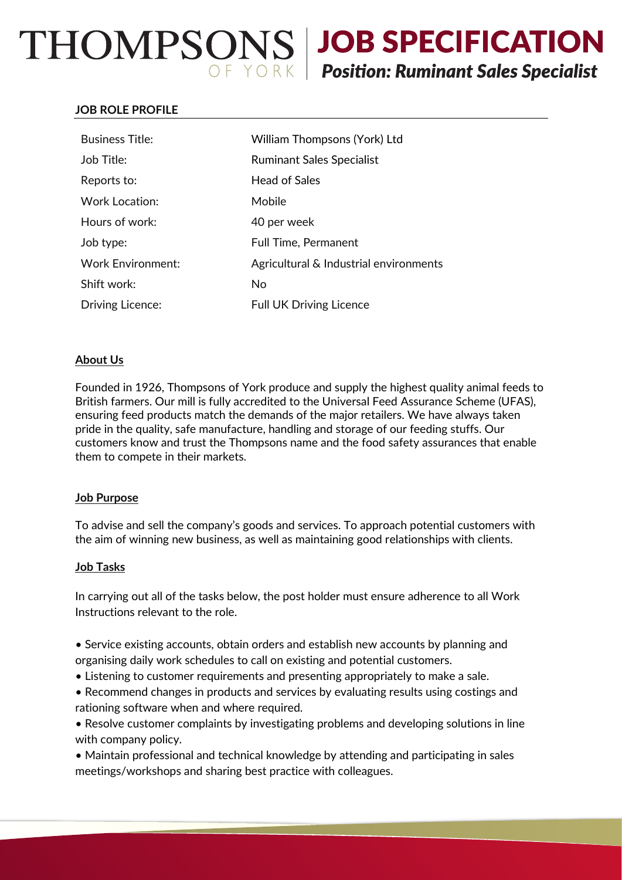# THOMPSONS OF YORK | JOB SPECIFICATION

***Position: Ruminant Sales Specialist***

## JOB ROLE PROFILE

| | |
|---|---|
| Business Title: | William Thompsons (York) Ltd |
| Job Title: | Ruminant Sales Specialist |
| Reports to: | Head of Sales |
| Work Location: | Mobile |
| Hours of work: | 40 per week |
| Job type: | Full Time, Permanent |
| Work Environment: | Agricultural & Industrial environments |
| Shift work: | No |
| Driving Licence: | Full UK Driving Licence |

### About Us

Founded in 1926, Thompsons of York produce and supply the highest quality animal feeds to British farmers. Our mill is fully accredited to the Universal Feed Assurance Scheme (UFAS), ensuring feed products match the demands of the major retailers. We have always taken pride in the quality, safe manufacture, handling and storage of our feeding stuffs. Our customers know and trust the Thompsons name and the food safety assurances that enable them to compete in their markets.

### Job Purpose

To advise and sell the company's goods and services. To approach potential customers with the aim of winning new business, as well as maintaining good relationships with clients.

### Job Tasks

In carrying out all of the tasks below, the post holder must ensure adherence to all Work Instructions relevant to the role.

- Service existing accounts, obtain orders and establish new accounts by planning and organising daily work schedules to call on existing and potential customers.
- Listening to customer requirements and presenting appropriately to make a sale.
- Recommend changes in products and services by evaluating results using costings and rationing software when and where required.
- Resolve customer complaints by investigating problems and developing solutions in line with company policy.
- Maintain professional and technical knowledge by attending and participating in sales meetings/workshops and sharing best practice with colleagues.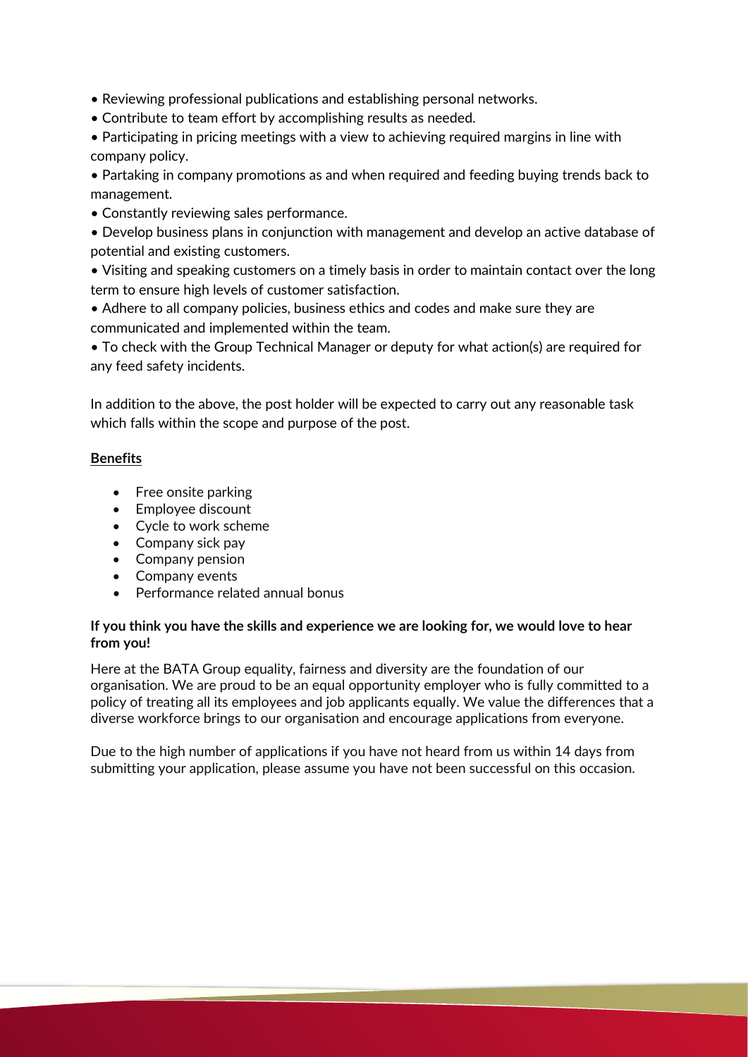- Reviewing professional publications and establishing personal networks.
- Contribute to team effort by accomplishing results as needed.
- Participating in pricing meetings with a view to achieving required margins in line with company policy.
- Partaking in company promotions as and when required and feeding buying trends back to management.
- Constantly reviewing sales performance.
- Develop business plans in conjunction with management and develop an active database of potential and existing customers.
- Visiting and speaking customers on a timely basis in order to maintain contact over the long term to ensure high levels of customer satisfaction.
- Adhere to all company policies, business ethics and codes and make sure they are communicated and implemented within the team.
- To check with the Group Technical Manager or deputy for what action(s) are required for any feed safety incidents.

In addition to the above, the post holder will be expected to carry out any reasonable task which falls within the scope and purpose of the post.

**Benefits**

- Free onsite parking
- Employee discount
- Cycle to work scheme
- Company sick pay
- Company pension
- Company events
- Performance related annual bonus

**If you think you have the skills and experience we are looking for, we would love to hear from you!**

Here at the BATA Group equality, fairness and diversity are the foundation of our organisation. We are proud to be an equal opportunity employer who is fully committed to a policy of treating all its employees and job applicants equally. We value the differences that a diverse workforce brings to our organisation and encourage applications from everyone.

Due to the high number of applications if you have not heard from us within 14 days from submitting your application, please assume you have not been successful on this occasion.